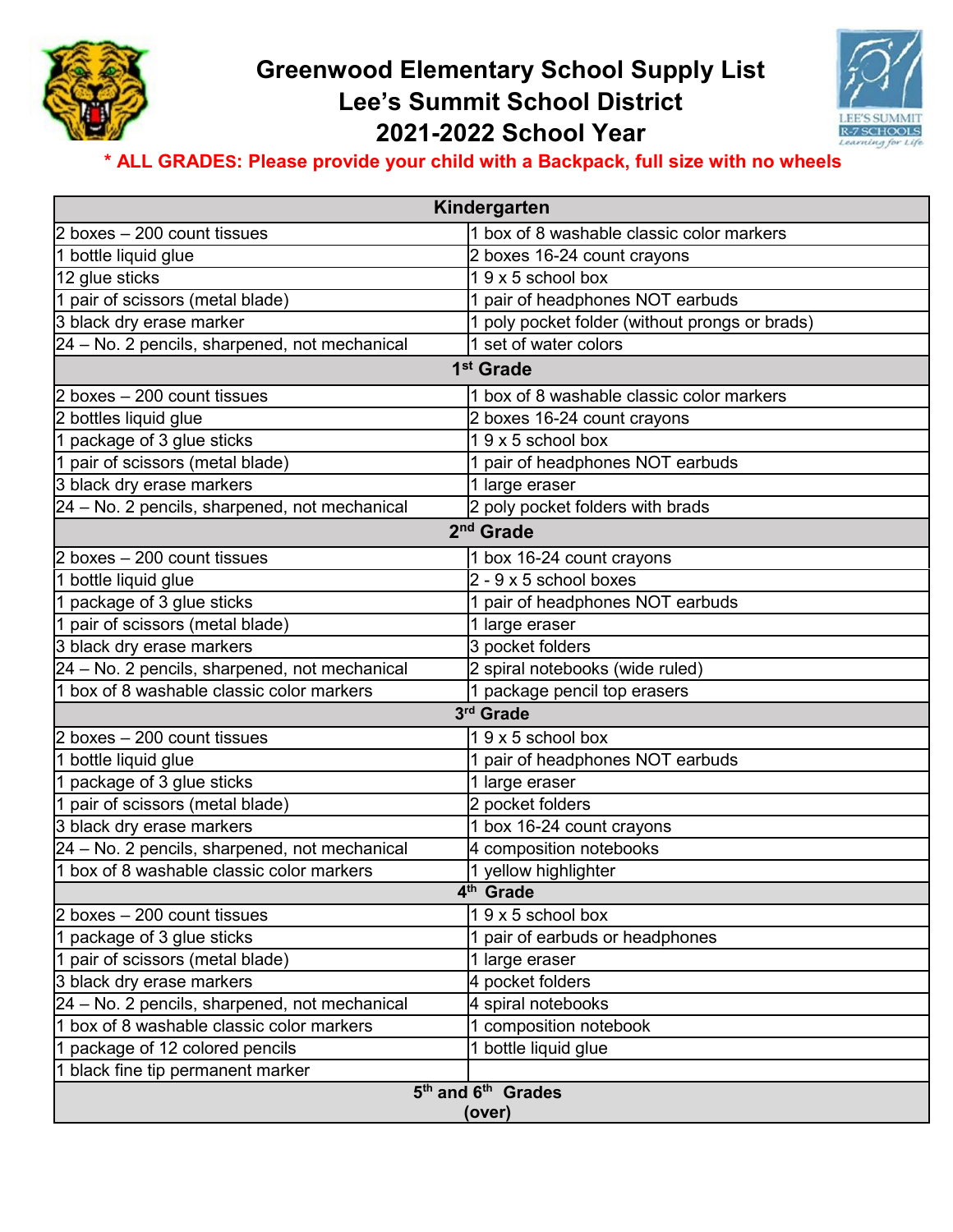# Greenwood Elementary School Supply List
# Lee's Summit School District
# 2021-2022 School Year

**\* ALL GRADES: Please provide your child with a Backpack, full size with no wheels**

| Kindergarten | |
|---|---|
| 2 boxes – 200 count tissues | 1 box of 8 washable classic color markers |
| 1 bottle liquid glue | 2 boxes 16-24 count crayons |
| 12 glue sticks | 1 9 x 5 school box |
| 1 pair of scissors (metal blade) | 1 pair of headphones NOT earbuds |
| 3 black dry erase marker | 1 poly pocket folder (without prongs or brads) |
| 24 – No. 2 pencils, sharpened, not mechanical | 1 set of water colors |
| **1st Grade** | |
| 2 boxes – 200 count tissues | 1 box of 8 washable classic color markers |
| 2 bottles liquid glue | 2 boxes 16-24 count crayons |
| 1 package of 3 glue sticks | 1 9 x 5 school box |
| 1 pair of scissors (metal blade) | 1 pair of headphones NOT earbuds |
| 3 black dry erase markers | 1 large eraser |
| 24 – No. 2 pencils, sharpened, not mechanical | 2 poly pocket folders with brads |
| **2nd Grade** | |
| 2 boxes – 200 count tissues | 1 box 16-24 count crayons |
| 1 bottle liquid glue | 2 - 9 x 5 school boxes |
| 1 package of 3 glue sticks | 1 pair of headphones NOT earbuds |
| 1 pair of scissors (metal blade) | 1 large eraser |
| 3 black dry erase markers | 3 pocket folders |
| 24 – No. 2 pencils, sharpened, not mechanical | 2 spiral notebooks (wide ruled) |
| 1 box of 8 washable classic color markers | 1 package pencil top erasers |
| **3rd Grade** | |
| 2 boxes – 200 count tissues | 1 9 x 5 school box |
| 1 bottle liquid glue | 1 pair of headphones NOT earbuds |
| 1 package of 3 glue sticks | 1 large eraser |
| 1 pair of scissors (metal blade) | 2 pocket folders |
| 3 black dry erase markers | 1 box 16-24 count crayons |
| 24 – No. 2 pencils, sharpened, not mechanical | 4 composition notebooks |
| 1 box of 8 washable classic color markers | 1 yellow highlighter |
| **4th Grade** | |
| 2 boxes – 200 count tissues | 1 9 x 5 school box |
| 1 package of 3 glue sticks | 1 pair of earbuds or headphones |
| 1 pair of scissors (metal blade) | 1 large eraser |
| 3 black dry erase markers | 4 pocket folders |
| 24 – No. 2 pencils, sharpened, not mechanical | 4 spiral notebooks |
| 1 box of 8 washable classic color markers | 1 composition notebook |
| 1 package of 12 colored pencils | 1 bottle liquid glue |
| 1 black fine tip permanent marker | |
| **5th and 6th Grades (over)** | |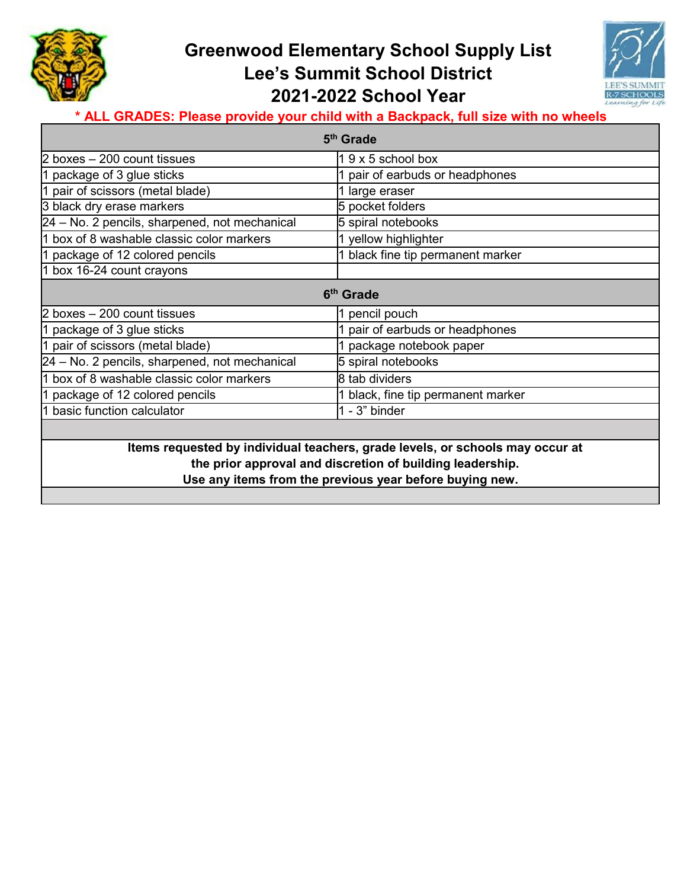# Greenwood Elementary School Supply List
# Lee's Summit School District
# 2021-2022 School Year

**\* ALL GRADES: Please provide your child with a Backpack, full size with no wheels**

| 5th Grade | |
|---|---|
| 2 boxes – 200 count tissues | 1 9 x 5 school box |
| 1 package of 3 glue sticks | 1 pair of earbuds or headphones |
| 1 pair of scissors (metal blade) | 1 large eraser |
| 3 black dry erase markers | 5 pocket folders |
| 24 – No. 2 pencils, sharpened, not mechanical | 5 spiral notebooks |
| 1 box of 8 washable classic color markers | 1 yellow highlighter |
| 1 package of 12 colored pencils | 1 black fine tip permanent marker |
| 1 box 16-24 count crayons | |

| 6th Grade | |
|---|---|
| 2 boxes – 200 count tissues | 1 pencil pouch |
| 1 package of 3 glue sticks | 1 pair of earbuds or headphones |
| 1 pair of scissors (metal blade) | 1 package notebook paper |
| 24 – No. 2 pencils, sharpened, not mechanical | 5 spiral notebooks |
| 1 box of 8 washable classic color markers | 8 tab dividers |
| 1 package of 12 colored pencils | 1 black, fine tip permanent marker |
| 1 basic function calculator | 1 - 3" binder |

**Items requested by individual teachers, grade levels, or schools may occur at the prior approval and discretion of building leadership.**
**Use any items from the previous year before buying new.**